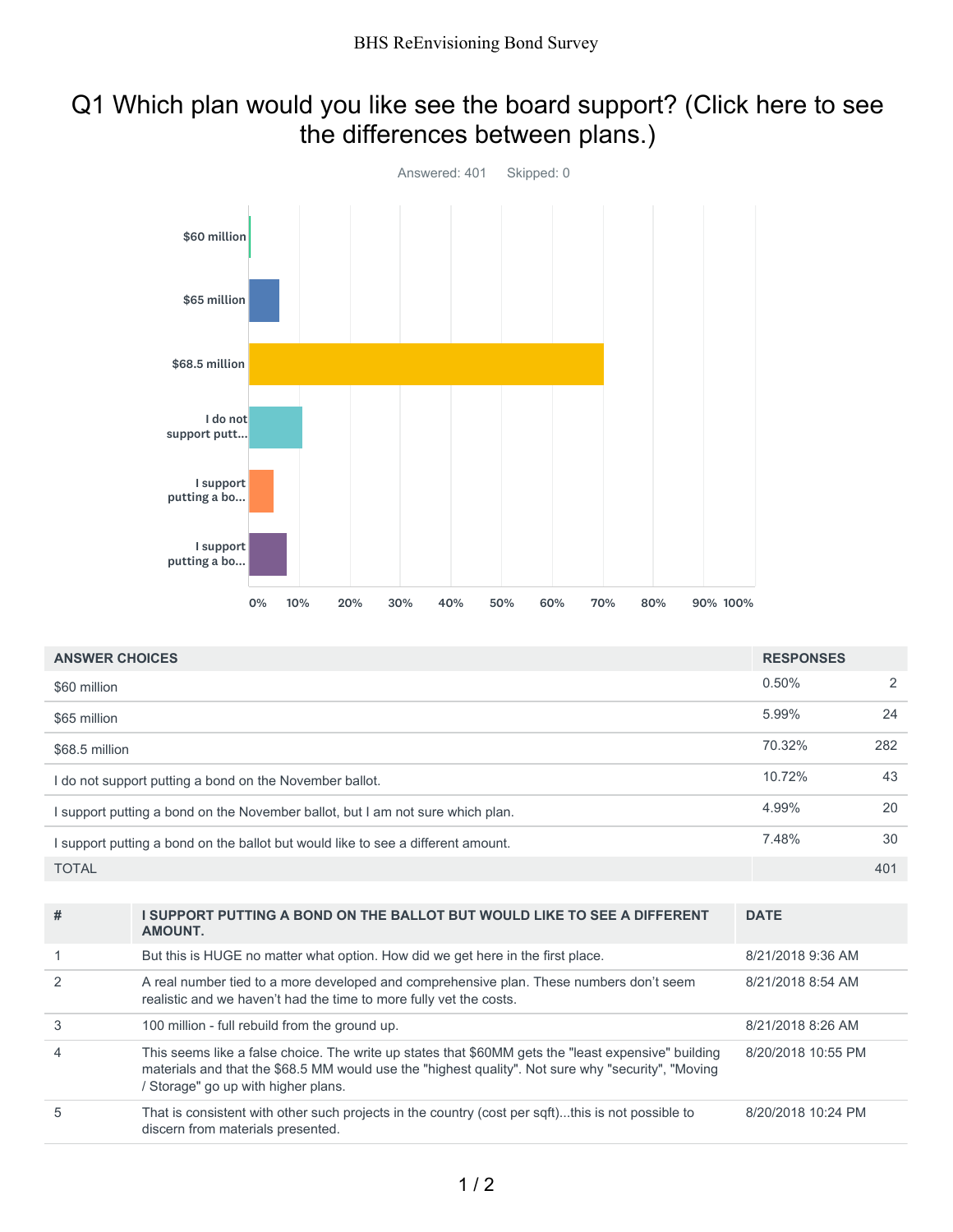# Q1 Which plan would you like see the board support? (Click here to see the differences between plans.)

Answered: 401 Skipped: 0

| ANSWER CHOICES | RESPONSES | |
|---|---|---|
| $60 million | 0.50% | 2 |
| $65 million | 5.99% | 24 |
| $68.5 million | 70.32% | 282 |
| I do not support putting a bond on the November ballot. | 10.72% | 43 |
| I support putting a bond on the November ballot, but I am not sure which plan. | 4.99% | 20 |
| I support putting a bond on the ballot but would like to see a different amount. | 7.48% | 30 |
| TOTAL | | 401 |

| # | I SUPPORT PUTTING A BOND ON THE BALLOT BUT WOULD LIKE TO SEE A DIFFERENT AMOUNT. | DATE |
|---|---|---|
| 1 | But this is HUGE no matter what option. How did we get here in the first place. | 8/21/2018 9:36 AM |
| 2 | A real number tied to a more developed and comprehensive plan. These numbers don't seem realistic and we haven't had the time to more fully vet the costs. | 8/21/2018 8:54 AM |
| 3 | 100 million - full rebuild from the ground up. | 8/21/2018 8:26 AM |
| 4 | This seems like a false choice. The write up states that $60MM gets the "least expensive" building materials and that the $68.5 MM would use the "highest quality". Not sure why "security", "Moving / Storage" go up with higher plans. | 8/20/2018 10:55 PM |
| 5 | That is consistent with other such projects in the country (cost per sqft)...this is not possible to discern from materials presented. | 8/20/2018 10:24 PM |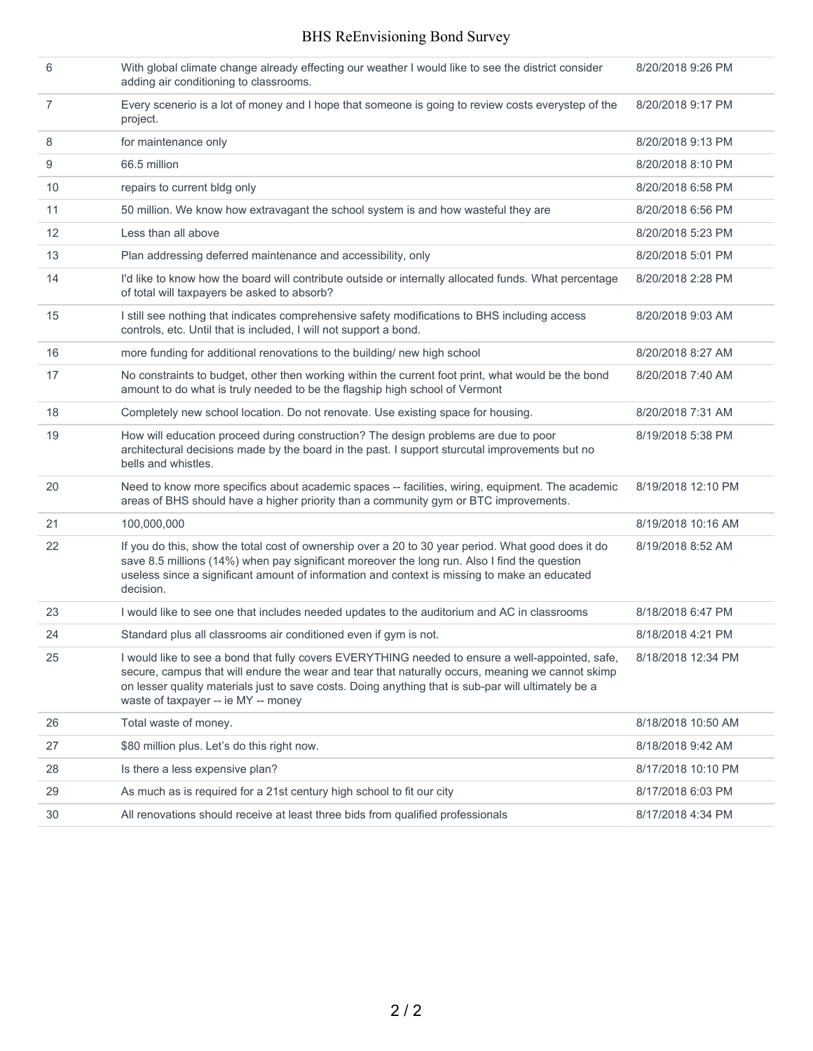| | | |
|---|---|---|
| 6 | With global climate change already effecting our weather I would like to see the district consider adding air conditioning to classrooms. | 8/20/2018 9:26 PM |
| 7 | Every scenerio is a lot of money and I hope that someone is going to review costs everystep of the project. | 8/20/2018 9:17 PM |
| 8 | for maintenance only | 8/20/2018 9:13 PM |
| 9 | 66.5 million | 8/20/2018 8:10 PM |
| 10 | repairs to current bldg only | 8/20/2018 6:58 PM |
| 11 | 50 million. We know how extravagant the school system is and how wasteful they are | 8/20/2018 6:56 PM |
| 12 | Less than all above | 8/20/2018 5:23 PM |
| 13 | Plan addressing deferred maintenance and accessibility, only | 8/20/2018 5:01 PM |
| 14 | I'd like to know how the board will contribute outside or internally allocated funds. What percentage of total will taxpayers be asked to absorb? | 8/20/2018 2:28 PM |
| 15 | I still see nothing that indicates comprehensive safety modifications to BHS including access controls, etc. Until that is included, I will not support a bond. | 8/20/2018 9:03 AM |
| 16 | more funding for additional renovations to the building/ new high school | 8/20/2018 8:27 AM |
| 17 | No constraints to budget, other then working within the current foot print, what would be the bond amount to do what is truly needed to be the flagship high school of Vermont | 8/20/2018 7:40 AM |
| 18 | Completely new school location. Do not renovate. Use existing space for housing. | 8/20/2018 7:31 AM |
| 19 | How will education proceed during construction? The design problems are due to poor architectural decisions made by the board in the past. I support sturcutal improvements but no bells and whistles. | 8/19/2018 5:38 PM |
| 20 | Need to know more specifics about academic spaces -- facilities, wiring, equipment. The academic areas of BHS should have a higher priority than a community gym or BTC improvements. | 8/19/2018 12:10 PM |
| 21 | 100,000,000 | 8/19/2018 10:16 AM |
| 22 | If you do this, show the total cost of ownership over a 20 to 30 year period. What good does it do save 8.5 millions (14%) when pay significant moreover the long run. Also I find the question useless since a significant amount of information and context is missing to make an educated decision. | 8/19/2018 8:52 AM |
| 23 | I would like to see one that includes needed updates to the auditorium and AC in classrooms | 8/18/2018 6:47 PM |
| 24 | Standard plus all classrooms air conditioned even if gym is not. | 8/18/2018 4:21 PM |
| 25 | I would like to see a bond that fully covers EVERYTHING needed to ensure a well-appointed, safe, secure, campus that will endure the wear and tear that naturally occurs, meaning we cannot skimp on lesser quality materials just to save costs. Doing anything that is sub-par will ultimately be a waste of taxpayer -- ie MY -- money | 8/18/2018 12:34 PM |
| 26 | Total waste of money. | 8/18/2018 10:50 AM |
| 27 | $80 million plus. Let's do this right now. | 8/18/2018 9:42 AM |
| 28 | Is there a less expensive plan? | 8/17/2018 10:10 PM |
| 29 | As much as is required for a 21st century high school to fit our city | 8/17/2018 6:03 PM |
| 30 | All renovations should receive at least three bids from qualified professionals | 8/17/2018 4:34 PM |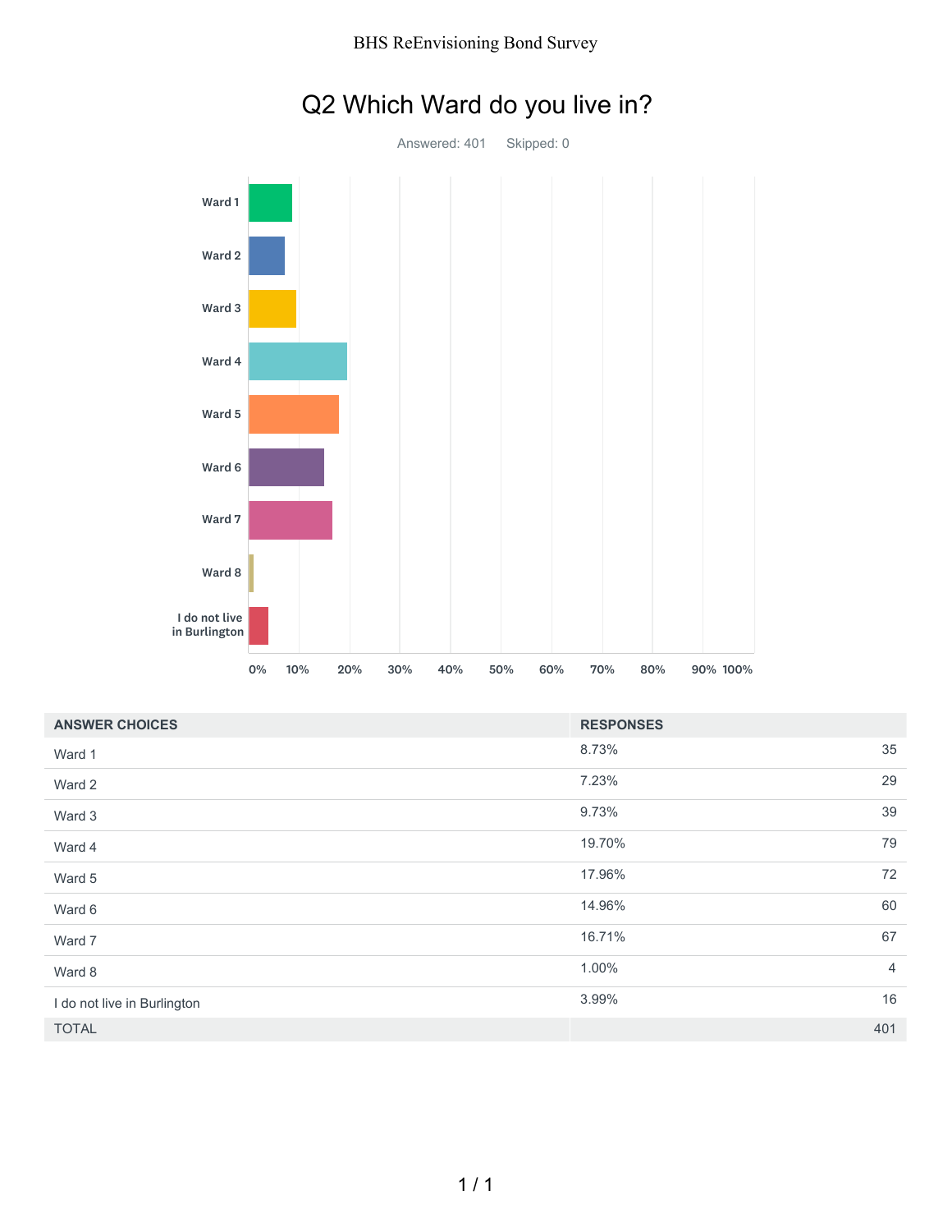# Q2 Which Ward do you live in?

Answered: 401 Skipped: 0

| ANSWER CHOICES | RESPONSES | |
|---|---|---|
| Ward 1 | 8.73% | 35 |
| Ward 2 | 7.23% | 29 |
| Ward 3 | 9.73% | 39 |
| Ward 4 | 19.70% | 79 |
| Ward 5 | 17.96% | 72 |
| Ward 6 | 14.96% | 60 |
| Ward 7 | 16.71% | 67 |
| Ward 8 | 1.00% | 4 |
| I do not live in Burlington | 3.99% | 16 |
| TOTAL | | 401 |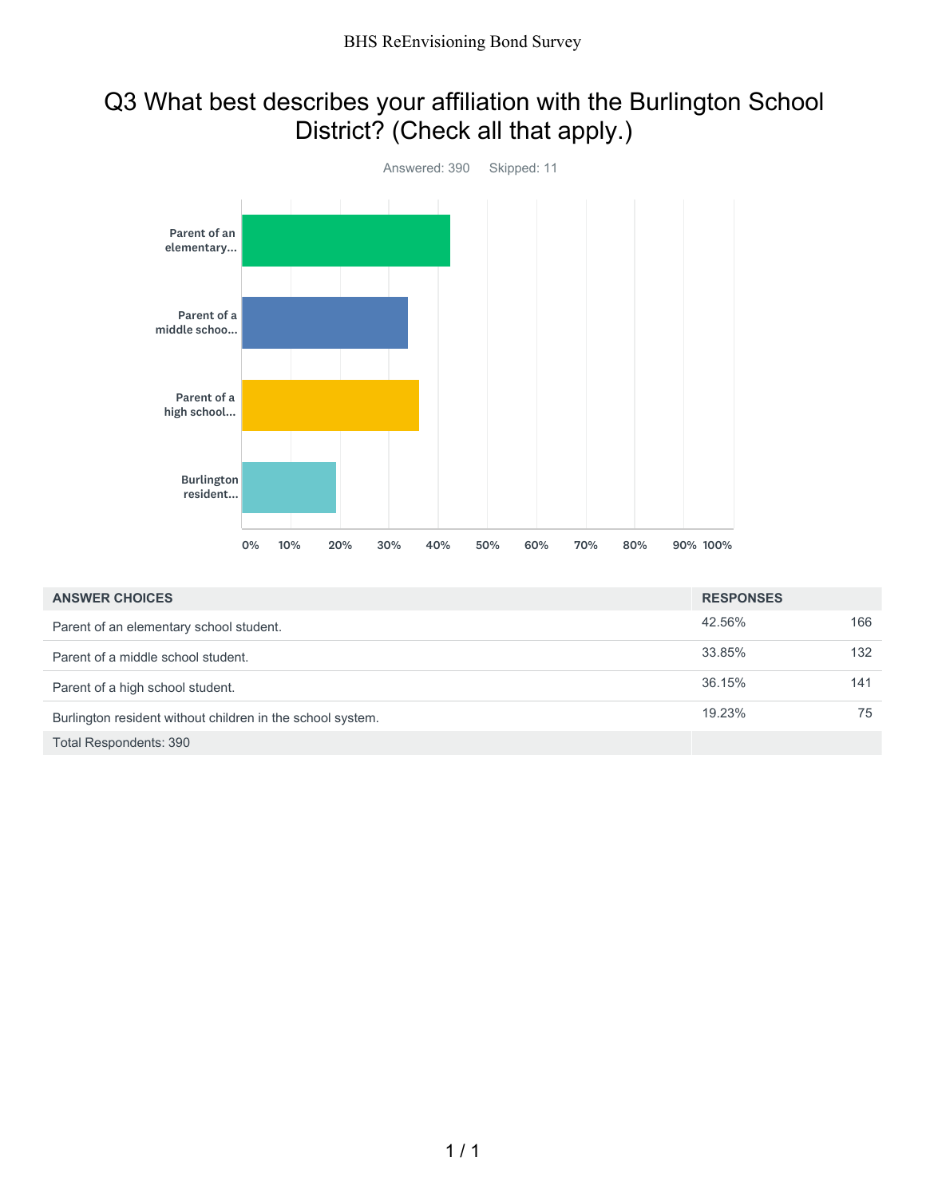# Q3 What best describes your affiliation with the Burlington School District? (Check all that apply.)

Answered: 390    Skipped: 11

| ANSWER CHOICES | RESPONSES | |
|---|---|---|
| Parent of an elementary school student. | 42.56% | 166 |
| Parent of a middle school student. | 33.85% | 132 |
| Parent of a high school student. | 36.15% | 141 |
| Burlington resident without children in the school system. | 19.23% | 75 |
| Total Respondents: 390 | | |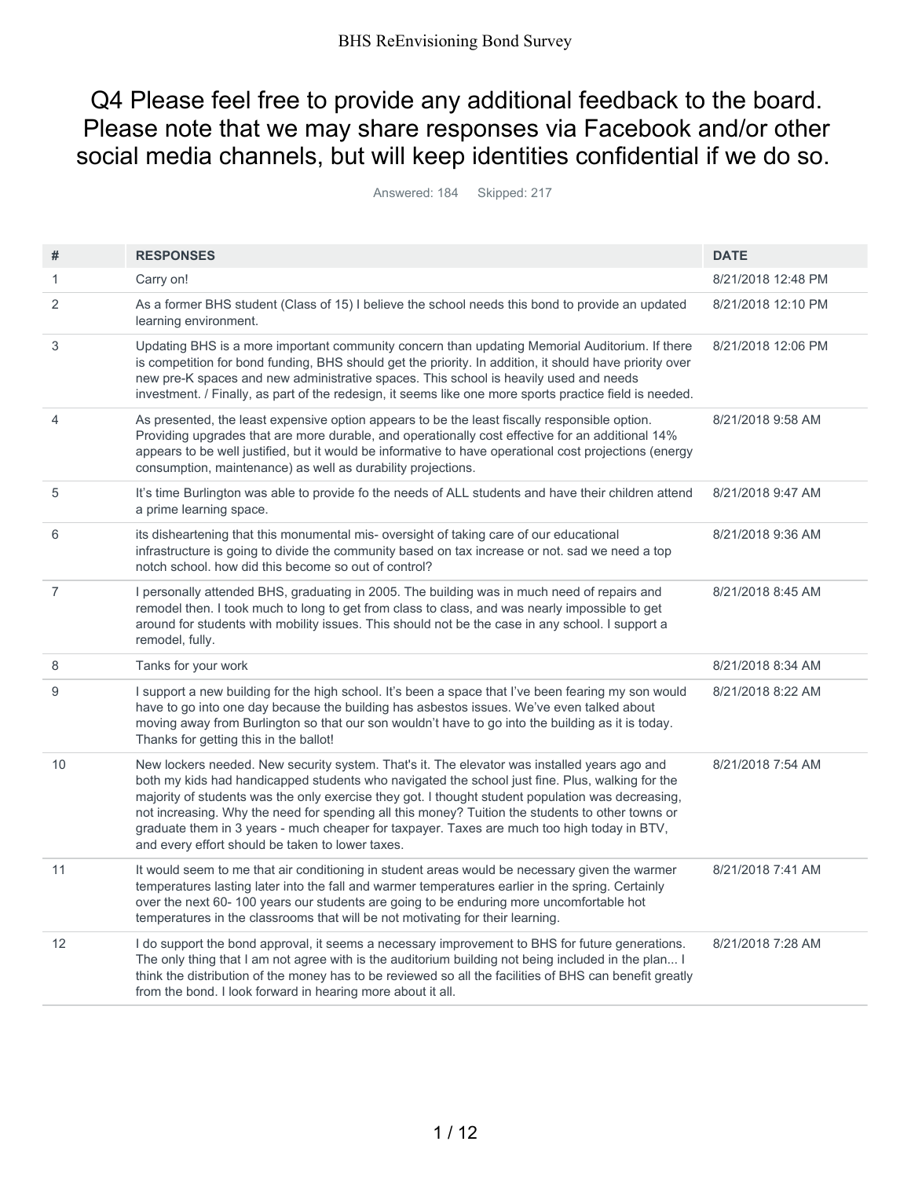# Q4 Please feel free to provide any additional feedback to the board. Please note that we may share responses via Facebook and/or other social media channels, but will keep identities confidential if we do so.

Answered: 184 Skipped: 217

| # | RESPONSES | DATE |
|---|---|---|
| 1 | Carry on! | 8/21/2018 12:48 PM |
| 2 | As a former BHS student (Class of 15) I believe the school needs this bond to provide an updated learning environment. | 8/21/2018 12:10 PM |
| 3 | Updating BHS is a more important community concern than updating Memorial Auditorium. If there is competition for bond funding, BHS should get the priority. In addition, it should have priority over new pre-K spaces and new administrative spaces. This school is heavily used and needs investment. / Finally, as part of the redesign, it seems like one more sports practice field is needed. | 8/21/2018 12:06 PM |
| 4 | As presented, the least expensive option appears to be the least fiscally responsible option. Providing upgrades that are more durable, and operationally cost effective for an additional 14% appears to be well justified, but it would be informative to have operational cost projections (energy consumption, maintenance) as well as durability projections. | 8/21/2018 9:58 AM |
| 5 | It's time Burlington was able to provide fo the needs of ALL students and have their children attend a prime learning space. | 8/21/2018 9:47 AM |
| 6 | its disheartening that this monumental mis- oversight of taking care of our educational infrastructure is going to divide the community based on tax increase or not. sad we need a top notch school. how did this become so out of control? | 8/21/2018 9:36 AM |
| 7 | I personally attended BHS, graduating in 2005. The building was in much need of repairs and remodel then. I took much to long to get from class to class, and was nearly impossible to get around for students with mobility issues. This should not be the case in any school. I support a remodel, fully. | 8/21/2018 8:45 AM |
| 8 | Tanks for your work | 8/21/2018 8:34 AM |
| 9 | I support a new building for the high school. It's been a space that I've been fearing my son would have to go into one day because the building has asbestos issues. We've even talked about moving away from Burlington so that our son wouldn't have to go into the building as it is today. Thanks for getting this in the ballot! | 8/21/2018 8:22 AM |
| 10 | New lockers needed. New security system. That's it. The elevator was installed years ago and both my kids had handicapped students who navigated the school just fine. Plus, walking for the majority of students was the only exercise they got. I thought student population was decreasing, not increasing. Why the need for spending all this money? Tuition the students to other towns or graduate them in 3 years - much cheaper for taxpayer. Taxes are much too high today in BTV, and every effort should be taken to lower taxes. | 8/21/2018 7:54 AM |
| 11 | It would seem to me that air conditioning in student areas would be necessary given the warmer temperatures lasting later into the fall and warmer temperatures earlier in the spring. Certainly over the next 60- 100 years our students are going to be enduring more uncomfortable hot temperatures in the classrooms that will be not motivating for their learning. | 8/21/2018 7:41 AM |
| 12 | I do support the bond approval, it seems a necessary improvement to BHS for future generations. The only thing that I am not agree with is the auditorium building not being included in the plan... I think the distribution of the money has to be reviewed so all the facilities of BHS can benefit greatly from the bond. I look forward in hearing more about it all. | 8/21/2018 7:28 AM |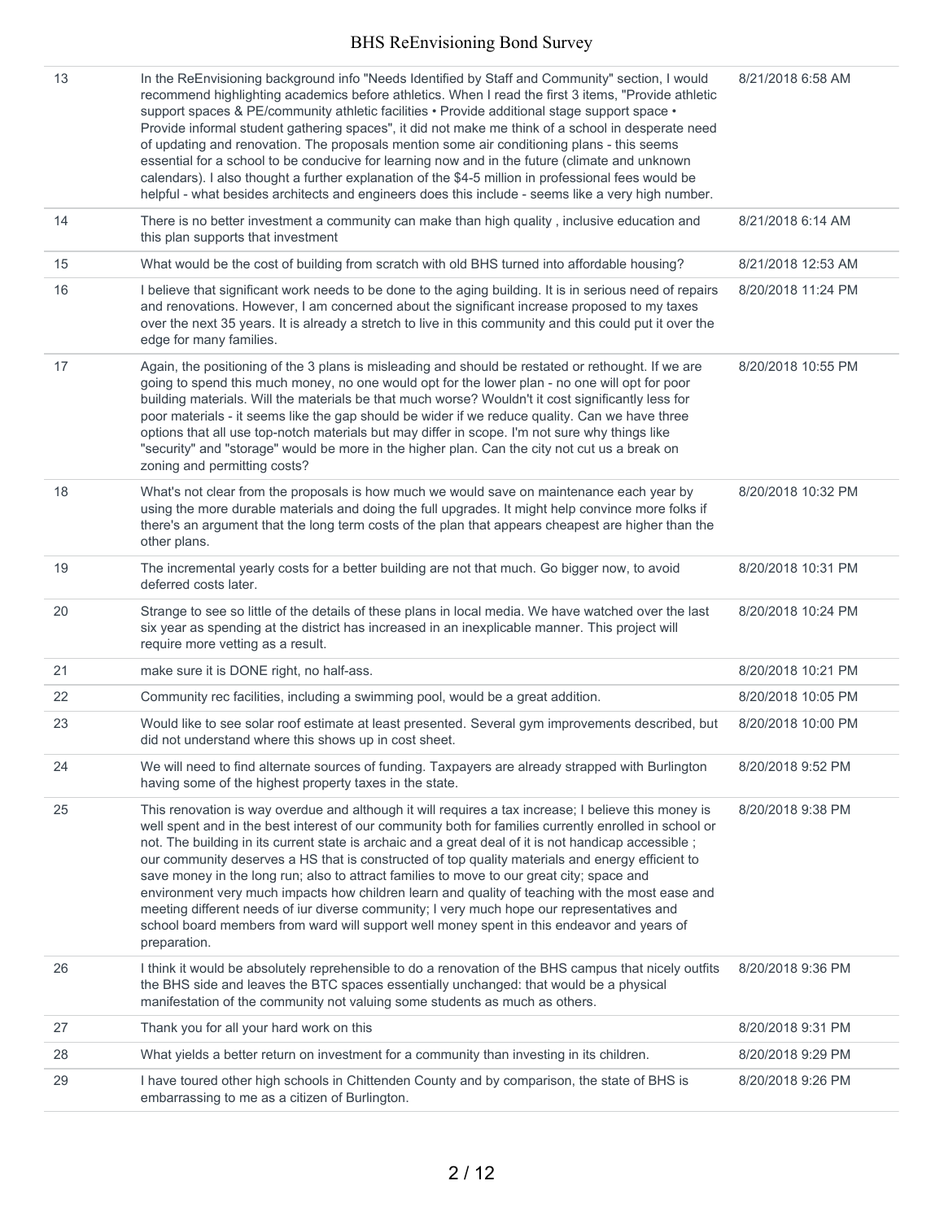| | | |
|---|---|---|
| 13 | In the ReEnvisioning background info "Needs Identified by Staff and Community" section, I would recommend highlighting academics before athletics. When I read the first 3 items, "Provide athletic support spaces & PE/community athletic facilities • Provide additional stage support space • Provide informal student gathering spaces", it did not make me think of a school in desperate need of updating and renovation. The proposals mention some air conditioning plans - this seems essential for a school to be conducive for learning now and in the future (climate and unknown calendars). I also thought a further explanation of the $4-5 million in professional fees would be helpful - what besides architects and engineers does this include - seems like a very high number. | 8/21/2018 6:58 AM |
| 14 | There is no better investment a community can make than high quality , inclusive education and this plan supports that investment | 8/21/2018 6:14 AM |
| 15 | What would be the cost of building from scratch with old BHS turned into affordable housing? | 8/21/2018 12:53 AM |
| 16 | I believe that significant work needs to be done to the aging building. It is in serious need of repairs and renovations. However, I am concerned about the significant increase proposed to my taxes over the next 35 years. It is already a stretch to live in this community and this could put it over the edge for many families. | 8/20/2018 11:24 PM |
| 17 | Again, the positioning of the 3 plans is misleading and should be restated or rethought. If we are going to spend this much money, no one would opt for the lower plan - no one will opt for poor building materials. Will the materials be that much worse? Wouldn't it cost significantly less for poor materials - it seems like the gap should be wider if we reduce quality. Can we have three options that all use top-notch materials but may differ in scope. I'm not sure why things like "security" and "storage" would be more in the higher plan. Can the city not cut us a break on zoning and permitting costs? | 8/20/2018 10:55 PM |
| 18 | What's not clear from the proposals is how much we would save on maintenance each year by using the more durable materials and doing the full upgrades. It might help convince more folks if there's an argument that the long term costs of the plan that appears cheapest are higher than the other plans. | 8/20/2018 10:32 PM |
| 19 | The incremental yearly costs for a better building are not that much. Go bigger now, to avoid deferred costs later. | 8/20/2018 10:31 PM |
| 20 | Strange to see so little of the details of these plans in local media. We have watched over the last six year as spending at the district has increased in an inexplicable manner. This project will require more vetting as a result. | 8/20/2018 10:24 PM |
| 21 | make sure it is DONE right, no half-ass. | 8/20/2018 10:21 PM |
| 22 | Community rec facilities, including a swimming pool, would be a great addition. | 8/20/2018 10:05 PM |
| 23 | Would like to see solar roof estimate at least presented. Several gym improvements described, but did not understand where this shows up in cost sheet. | 8/20/2018 10:00 PM |
| 24 | We will need to find alternate sources of funding. Taxpayers are already strapped with Burlington having some of the highest property taxes in the state. | 8/20/2018 9:52 PM |
| 25 | This renovation is way overdue and although it will requires a tax increase; I believe this money is well spent and in the best interest of our community both for families currently enrolled in school or not. The building in its current state is archaic and a great deal of it is not handicap accessible ; our community deserves a HS that is constructed of top quality materials and energy efficient to save money in the long run; also to attract families to move to our great city; space and environment very much impacts how children learn and quality of teaching with the most ease and meeting different needs of iur diverse community; I very much hope our representatives and school board members from ward will support well money spent in this endeavor and years of preparation. | 8/20/2018 9:38 PM |
| 26 | I think it would be absolutely reprehensible to do a renovation of the BHS campus that nicely outfits the BHS side and leaves the BTC spaces essentially unchanged: that would be a physical manifestation of the community not valuing some students as much as others. | 8/20/2018 9:36 PM |
| 27 | Thank you for all your hard work on this | 8/20/2018 9:31 PM |
| 28 | What yields a better return on investment for a community than investing in its children. | 8/20/2018 9:29 PM |
| 29 | I have toured other high schools in Chittenden County and by comparison, the state of BHS is embarrassing to me as a citizen of Burlington. | 8/20/2018 9:26 PM |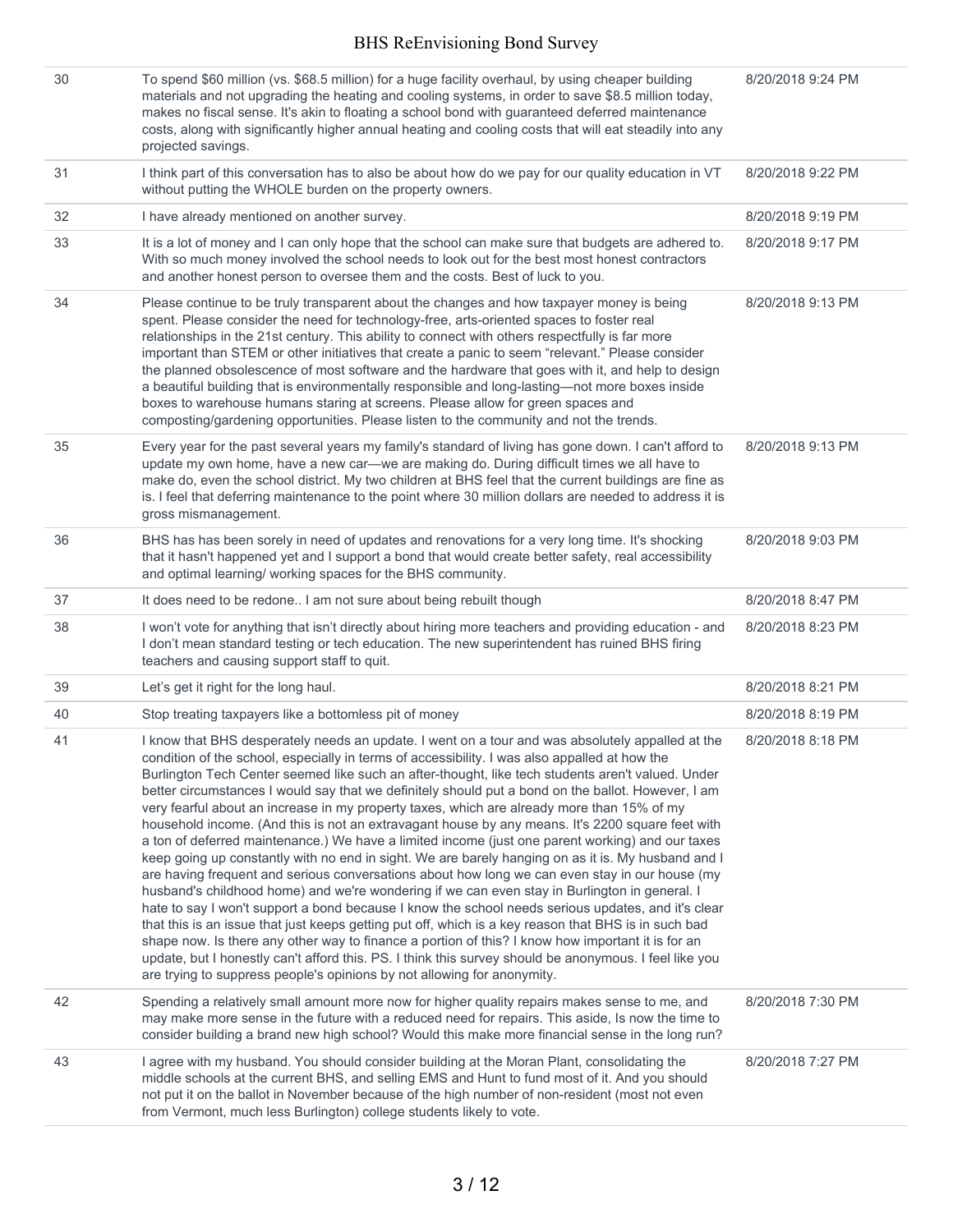| | | |
|---|---|---|
| 30 | To spend $60 million (vs. $68.5 million) for a huge facility overhaul, by using cheaper building materials and not upgrading the heating and cooling systems, in order to save $8.5 million today, makes no fiscal sense. It's akin to floating a school bond with guaranteed deferred maintenance costs, along with significantly higher annual heating and cooling costs that will eat steadily into any projected savings. | 8/20/2018 9:24 PM |
| 31 | I think part of this conversation has to also be about how do we pay for our quality education in VT without putting the WHOLE burden on the property owners. | 8/20/2018 9:22 PM |
| 32 | I have already mentioned on another survey. | 8/20/2018 9:19 PM |
| 33 | It is a lot of money and I can only hope that the school can make sure that budgets are adhered to. With so much money involved the school needs to look out for the best most honest contractors and another honest person to oversee them and the costs. Best of luck to you. | 8/20/2018 9:17 PM |
| 34 | Please continue to be truly transparent about the changes and how taxpayer money is being spent. Please consider the need for technology-free, arts-oriented spaces to foster real relationships in the 21st century. This ability to connect with others respectfully is far more important than STEM or other initiatives that create a panic to seem "relevant." Please consider the planned obsolescence of most software and the hardware that goes with it, and help to design a beautiful building that is environmentally responsible and long-lasting—not more boxes inside boxes to warehouse humans staring at screens. Please allow for green spaces and composting/gardening opportunities. Please listen to the community and not the trends. | 8/20/2018 9:13 PM |
| 35 | Every year for the past several years my family's standard of living has gone down. I can't afford to update my own home, have a new car—we are making do. During difficult times we all have to make do, even the school district. My two children at BHS feel that the current buildings are fine as is. I feel that deferring maintenance to the point where 30 million dollars are needed to address it is gross mismanagement. | 8/20/2018 9:13 PM |
| 36 | BHS has has been sorely in need of updates and renovations for a very long time. It's shocking that it hasn't happened yet and I support a bond that would create better safety, real accessibility and optimal learning/ working spaces for the BHS community. | 8/20/2018 9:03 PM |
| 37 | It does need to be redone.. I am not sure about being rebuilt though | 8/20/2018 8:47 PM |
| 38 | I won't vote for anything that isn't directly about hiring more teachers and providing education - and I don't mean standard testing or tech education. The new superintendent has ruined BHS firing teachers and causing support staff to quit. | 8/20/2018 8:23 PM |
| 39 | Let's get it right for the long haul. | 8/20/2018 8:21 PM |
| 40 | Stop treating taxpayers like a bottomless pit of money | 8/20/2018 8:19 PM |
| 41 | I know that BHS desperately needs an update. I went on a tour and was absolutely appalled at the condition of the school, especially in terms of accessibility. I was also appalled at how the Burlington Tech Center seemed like such an after-thought, like tech students aren't valued. Under better circumstances I would say that we definitely should put a bond on the ballot. However, I am very fearful about an increase in my property taxes, which are already more than 15% of my household income. (And this is not an extravagant house by any means. It's 2200 square feet with a ton of deferred maintenance.) We have a limited income (just one parent working) and our taxes keep going up constantly with no end in sight. We are barely hanging on as it is. My husband and I are having frequent and serious conversations about how long we can even stay in our house (my husband's childhood home) and we're wondering if we can even stay in Burlington in general. I hate to say I won't support a bond because I know the school needs serious updates, and it's clear that this is an issue that just keeps getting put off, which is a key reason that BHS is in such bad shape now. Is there any other way to finance a portion of this? I know how important it is for an update, but I honestly can't afford this. PS. I think this survey should be anonymous. I feel like you are trying to suppress people's opinions by not allowing for anonymity. | 8/20/2018 8:18 PM |
| 42 | Spending a relatively small amount more now for higher quality repairs makes sense to me, and may make more sense in the future with a reduced need for repairs. This aside, Is now the time to consider building a brand new high school? Would this make more financial sense in the long run? | 8/20/2018 7:30 PM |
| 43 | I agree with my husband. You should consider building at the Moran Plant, consolidating the middle schools at the current BHS, and selling EMS and Hunt to fund most of it. And you should not put it on the ballot in November because of the high number of non-resident (most not even from Vermont, much less Burlington) college students likely to vote. | 8/20/2018 7:27 PM |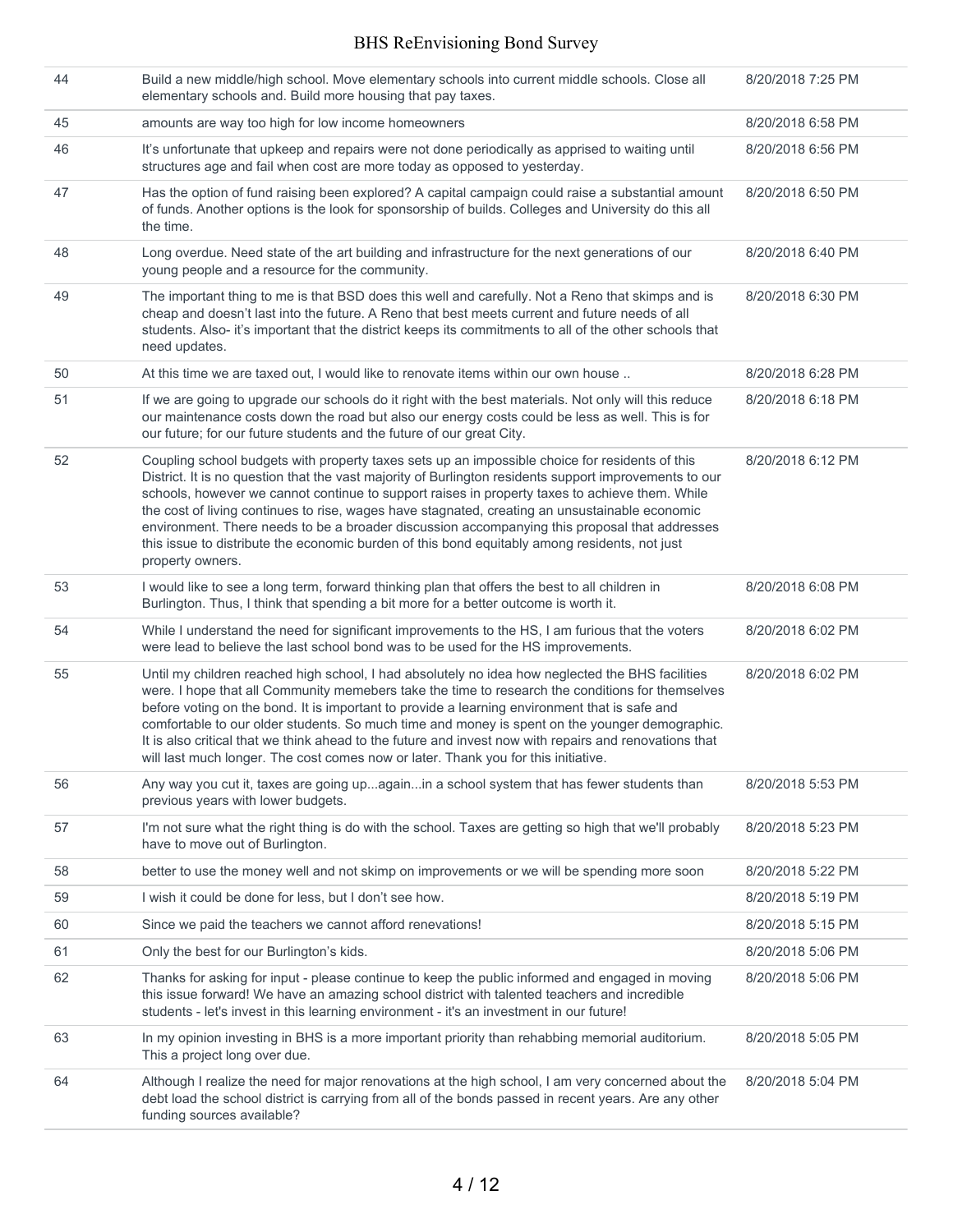| | | |
|---|---|---|
| 44 | Build a new middle/high school. Move elementary schools into current middle schools. Close all elementary schools and. Build more housing that pay taxes. | 8/20/2018 7:25 PM |
| 45 | amounts are way too high for low income homeowners | 8/20/2018 6:58 PM |
| 46 | It's unfortunate that upkeep and repairs were not done periodically as apprised to waiting until structures age and fail when cost are more today as opposed to yesterday. | 8/20/2018 6:56 PM |
| 47 | Has the option of fund raising been explored? A capital campaign could raise a substantial amount of funds. Another options is the look for sponsorship of builds. Colleges and University do this all the time. | 8/20/2018 6:50 PM |
| 48 | Long overdue. Need state of the art building and infrastructure for the next generations of our young people and a resource for the community. | 8/20/2018 6:40 PM |
| 49 | The important thing to me is that BSD does this well and carefully. Not a Reno that skimps and is cheap and doesn't last into the future. A Reno that best meets current and future needs of all students. Also- it's important that the district keeps its commitments to all of the other schools that need updates. | 8/20/2018 6:30 PM |
| 50 | At this time we are taxed out, I would like to renovate items within our own house .. | 8/20/2018 6:28 PM |
| 51 | If we are going to upgrade our schools do it right with the best materials. Not only will this reduce our maintenance costs down the road but also our energy costs could be less as well. This is for our future; for our future students and the future of our great City. | 8/20/2018 6:18 PM |
| 52 | Coupling school budgets with property taxes sets up an impossible choice for residents of this District. It is no question that the vast majority of Burlington residents support improvements to our schools, however we cannot continue to support raises in property taxes to achieve them. While the cost of living continues to rise, wages have stagnated, creating an unsustainable economic environment. There needs to be a broader discussion accompanying this proposal that addresses this issue to distribute the economic burden of this bond equitably among residents, not just property owners. | 8/20/2018 6:12 PM |
| 53 | I would like to see a long term, forward thinking plan that offers the best to all children in Burlington. Thus, I think that spending a bit more for a better outcome is worth it. | 8/20/2018 6:08 PM |
| 54 | While I understand the need for significant improvements to the HS, I am furious that the voters were lead to believe the last school bond was to be used for the HS improvements. | 8/20/2018 6:02 PM |
| 55 | Until my children reached high school, I had absolutely no idea how neglected the BHS facilities were. I hope that all Community memebers take the time to research the conditions for themselves before voting on the bond. It is important to provide a learning environment that is safe and comfortable to our older students. So much time and money is spent on the younger demographic. It is also critical that we think ahead to the future and invest now with repairs and renovations that will last much longer. The cost comes now or later. Thank you for this initiative. | 8/20/2018 6:02 PM |
| 56 | Any way you cut it, taxes are going up...again...in a school system that has fewer students than previous years with lower budgets. | 8/20/2018 5:53 PM |
| 57 | I'm not sure what the right thing is do with the school. Taxes are getting so high that we'll probably have to move out of Burlington. | 8/20/2018 5:23 PM |
| 58 | better to use the money well and not skimp on improvements or we will be spending more soon | 8/20/2018 5:22 PM |
| 59 | I wish it could be done for less, but I don't see how. | 8/20/2018 5:19 PM |
| 60 | Since we paid the teachers we cannot afford renevations! | 8/20/2018 5:15 PM |
| 61 | Only the best for our Burlington's kids. | 8/20/2018 5:06 PM |
| 62 | Thanks for asking for input - please continue to keep the public informed and engaged in moving this issue forward! We have an amazing school district with talented teachers and incredible students - let's invest in this learning environment - it's an investment in our future! | 8/20/2018 5:06 PM |
| 63 | In my opinion investing in BHS is a more important priority than rehabbing memorial auditorium. This a project long over due. | 8/20/2018 5:05 PM |
| 64 | Although I realize the need for major renovations at the high school, I am very concerned about the debt load the school district is carrying from all of the bonds passed in recent years. Are any other funding sources available? | 8/20/2018 5:04 PM |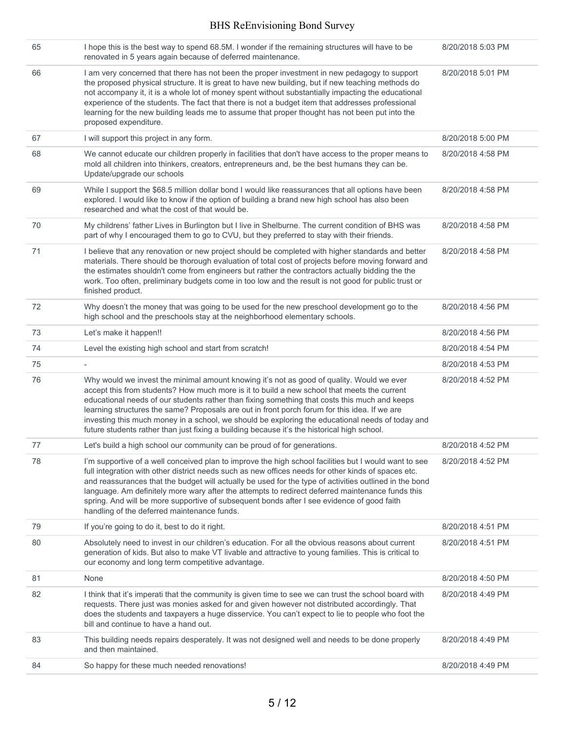| | | |
|---|---|---|
| 65 | I hope this is the best way to spend 68.5M. I wonder if the remaining structures will have to be renovated in 5 years again because of deferred maintenance. | 8/20/2018 5:03 PM |
| 66 | I am very concerned that there has not been the proper investment in new pedagogy to support the proposed physical structure. It is great to have new building, but if new teaching methods do not accompany it, it is a whole lot of money spent without substantially impacting the educational experience of the students. The fact that there is not a budget item that addresses professional learning for the new building leads me to assume that proper thought has not been put into the proposed expenditure. | 8/20/2018 5:01 PM |
| 67 | I will support this project in any form. | 8/20/2018 5:00 PM |
| 68 | We cannot educate our children properly in facilities that don't have access to the proper means to mold all children into thinkers, creators, entrepreneurs and, be the best humans they can be. Update/upgrade our schools | 8/20/2018 4:58 PM |
| 69 | While I support the $68.5 million dollar bond I would like reassurances that all options have been explored. I would like to know if the option of building a brand new high school has also been researched and what the cost of that would be. | 8/20/2018 4:58 PM |
| 70 | My childrens' father Lives in Burlington but I live in Shelburne. The current condition of BHS was part of why I encouraged them to go to CVU, but they preferred to stay with their friends. | 8/20/2018 4:58 PM |
| 71 | I believe that any renovation or new project should be completed with higher standards and better materials. There should be thorough evaluation of total cost of projects before moving forward and the estimates shouldn't come from engineers but rather the contractors actually bidding the the work. Too often, preliminary budgets come in too low and the result is not good for public trust or finished product. | 8/20/2018 4:58 PM |
| 72 | Why doesn't the money that was going to be used for the new preschool development go to the high school and the preschools stay at the neighborhood elementary schools. | 8/20/2018 4:56 PM |
| 73 | Let's make it happen!! | 8/20/2018 4:56 PM |
| 74 | Level the existing high school and start from scratch! | 8/20/2018 4:54 PM |
| 75 | - | 8/20/2018 4:53 PM |
| 76 | Why would we invest the minimal amount knowing it's not as good of quality. Would we ever accept this from students? How much more is it to build a new school that meets the current educational needs of our students rather than fixing something that costs this much and keeps learning structures the same? Proposals are out in front porch forum for this idea. If we are investing this much money in a school, we should be exploring the educational needs of today and future students rather than just fixing a building because it's the historical high school. | 8/20/2018 4:52 PM |
| 77 | Let's build a high school our community can be proud of for generations. | 8/20/2018 4:52 PM |
| 78 | I'm supportive of a well conceived plan to improve the high school facilities but I would want to see full integration with other district needs such as new offices needs for other kinds of spaces etc. and reassurances that the budget will actually be used for the type of activities outlined in the bond language. Am definitely more wary after the attempts to redirect deferred maintenance funds this spring. And will be more supportive of subsequent bonds after I see evidence of good faith handling of the deferred maintenance funds. | 8/20/2018 4:52 PM |
| 79 | If you're going to do it, best to do it right. | 8/20/2018 4:51 PM |
| 80 | Absolutely need to invest in our children's education. For all the obvious reasons about current generation of kids. But also to make VT livable and attractive to young families. This is critical to our economy and long term competitive advantage. | 8/20/2018 4:51 PM |
| 81 | None | 8/20/2018 4:50 PM |
| 82 | I think that it's imperati that the community is given time to see we can trust the school board with requests. There just was monies asked for and given however not distributed accordingly. That does the students and taxpayers a huge disservice. You can't expect to lie to people who foot the bill and continue to have a hand out. | 8/20/2018 4:49 PM |
| 83 | This building needs repairs desperately. It was not designed well and needs to be done properly and then maintained. | 8/20/2018 4:49 PM |
| 84 | So happy for these much needed renovations! | 8/20/2018 4:49 PM |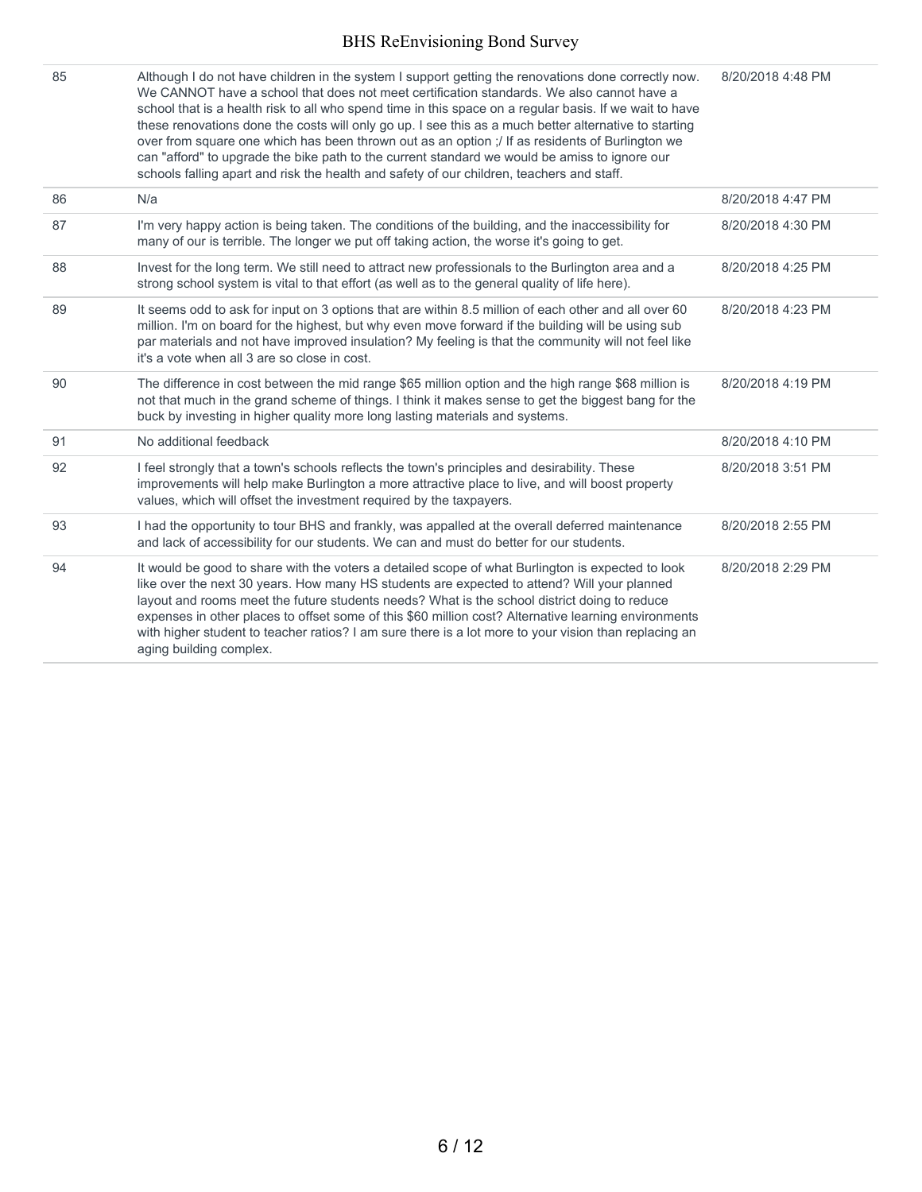| | | |
|---|---|---|
| 85 | Although I do not have children in the system I support getting the renovations done correctly now. We CANNOT have a school that does not meet certification standards. We also cannot have a school that is a health risk to all who spend time in this space on a regular basis. If we wait to have these renovations done the costs will only go up. I see this as a much better alternative to starting over from square one which has been thrown out as an option ;/ If as residents of Burlington we can "afford" to upgrade the bike path to the current standard we would be amiss to ignore our schools falling apart and risk the health and safety of our children, teachers and staff. | 8/20/2018 4:48 PM |
| 86 | N/a | 8/20/2018 4:47 PM |
| 87 | I'm very happy action is being taken. The conditions of the building, and the inaccessibility for many of our is terrible. The longer we put off taking action, the worse it's going to get. | 8/20/2018 4:30 PM |
| 88 | Invest for the long term. We still need to attract new professionals to the Burlington area and a strong school system is vital to that effort (as well as to the general quality of life here). | 8/20/2018 4:25 PM |
| 89 | It seems odd to ask for input on 3 options that are within 8.5 million of each other and all over 60 million. I'm on board for the highest, but why even move forward if the building will be using sub par materials and not have improved insulation? My feeling is that the community will not feel like it's a vote when all 3 are so close in cost. | 8/20/2018 4:23 PM |
| 90 | The difference in cost between the mid range $65 million option and the high range $68 million is not that much in the grand scheme of things. I think it makes sense to get the biggest bang for the buck by investing in higher quality more long lasting materials and systems. | 8/20/2018 4:19 PM |
| 91 | No additional feedback | 8/20/2018 4:10 PM |
| 92 | I feel strongly that a town's schools reflects the town's principles and desirability. These improvements will help make Burlington a more attractive place to live, and will boost property values, which will offset the investment required by the taxpayers. | 8/20/2018 3:51 PM |
| 93 | I had the opportunity to tour BHS and frankly, was appalled at the overall deferred maintenance and lack of accessibility for our students. We can and must do better for our students. | 8/20/2018 2:55 PM |
| 94 | It would be good to share with the voters a detailed scope of what Burlington is expected to look like over the next 30 years. How many HS students are expected to attend? Will your planned layout and rooms meet the future students needs? What is the school district doing to reduce expenses in other places to offset some of this $60 million cost? Alternative learning environments with higher student to teacher ratios? I am sure there is a lot more to your vision than replacing an aging building complex. | 8/20/2018 2:29 PM |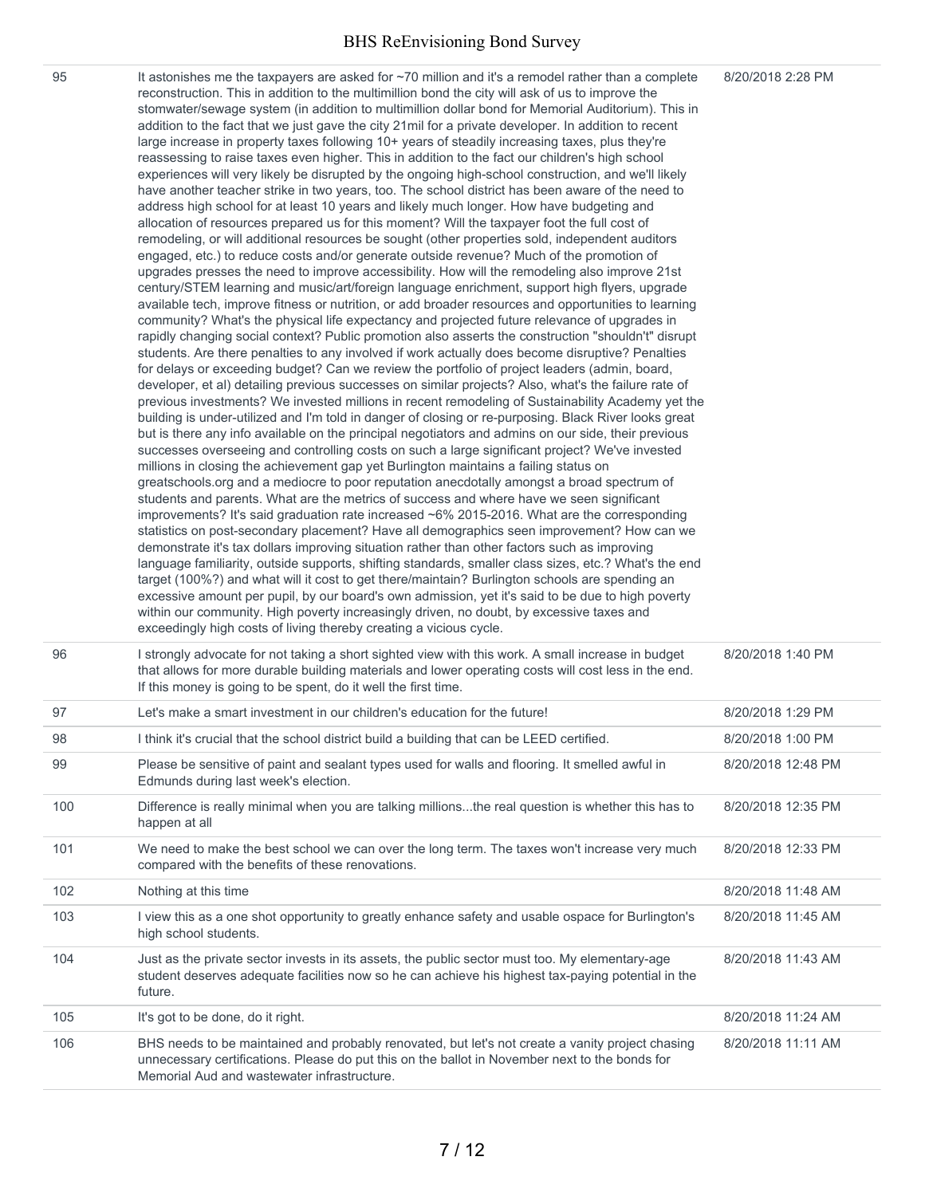| | | |
|---|---|---|
| 95 | It astonishes me the taxpayers are asked for ~70 million and it's a remodel rather than a complete reconstruction. This in addition to the multimillion bond the city will ask of us to improve the stomwater/sewage system (in addition to multimillion dollar bond for Memorial Auditorium). This in addition to the fact that we just gave the city 21mil for a private developer. In addition to recent large increase in property taxes following 10+ years of steadily increasing taxes, plus they're reassessing to raise taxes even higher. This in addition to the fact our children's high school experiences will very likely be disrupted by the ongoing high-school construction, and we'll likely have another teacher strike in two years, too. The school district has been aware of the need to address high school for at least 10 years and likely much longer. How have budgeting and allocation of resources prepared us for this moment? Will the taxpayer foot the full cost of remodeling, or will additional resources be sought (other properties sold, independent auditors engaged, etc.) to reduce costs and/or generate outside revenue? Much of the promotion of upgrades presses the need to improve accessibility. How will the remodeling also improve 21st century/STEM learning and music/art/foreign language enrichment, support high flyers, upgrade available tech, improve fitness or nutrition, or add broader resources and opportunities to learning community? What's the physical life expectancy and projected future relevance of upgrades in rapidly changing social context? Public promotion also asserts the construction "shouldn't" disrupt students. Are there penalties to any involved if work actually does become disruptive? Penalties for delays or exceeding budget? Can we review the portfolio of project leaders (admin, board, developer, et al) detailing previous successes on similar projects? Also, what's the failure rate of previous investments? We invested millions in recent remodeling of Sustainability Academy yet the building is under-utilized and I'm told in danger of closing or re-purposing. Black River looks great but is there any info available on the principal negotiators and admins on our side, their previous successes overseeing and controlling costs on such a large significant project? We've invested millions in closing the achievement gap yet Burlington maintains a failing status on greatschools.org and a mediocre to poor reputation anecdotally amongst a broad spectrum of students and parents. What are the metrics of success and where have we seen significant improvements? It's said graduation rate increased ~6% 2015-2016. What are the corresponding statistics on post-secondary placement? Have all demographics seen improvement? How can we demonstrate it's tax dollars improving situation rather than other factors such as improving language familiarity, outside supports, shifting standards, smaller class sizes, etc.? What's the end target (100%?) and what will it cost to get there/maintain? Burlington schools are spending an excessive amount per pupil, by our board's own admission, yet it's said to be due to high poverty within our community. High poverty increasingly driven, no doubt, by excessive taxes and exceedingly high costs of living thereby creating a vicious cycle. | 8/20/2018 2:28 PM |
| 96 | I strongly advocate for not taking a short sighted view with this work. A small increase in budget that allows for more durable building materials and lower operating costs will cost less in the end. If this money is going to be spent, do it well the first time. | 8/20/2018 1:40 PM |
| 97 | Let's make a smart investment in our children's education for the future! | 8/20/2018 1:29 PM |
| 98 | I think it's crucial that the school district build a building that can be LEED certified. | 8/20/2018 1:00 PM |
| 99 | Please be sensitive of paint and sealant types used for walls and flooring. It smelled awful in Edmunds during last week's election. | 8/20/2018 12:48 PM |
| 100 | Difference is really minimal when you are talking millions...the real question is whether this has to happen at all | 8/20/2018 12:35 PM |
| 101 | We need to make the best school we can over the long term. The taxes won't increase very much compared with the benefits of these renovations. | 8/20/2018 12:33 PM |
| 102 | Nothing at this time | 8/20/2018 11:48 AM |
| 103 | I view this as a one shot opportunity to greatly enhance safety and usable ospace for Burlington's high school students. | 8/20/2018 11:45 AM |
| 104 | Just as the private sector invests in its assets, the public sector must too. My elementary-age student deserves adequate facilities now so he can achieve his highest tax-paying potential in the future. | 8/20/2018 11:43 AM |
| 105 | It's got to be done, do it right. | 8/20/2018 11:24 AM |
| 106 | BHS needs to be maintained and probably renovated, but let's not create a vanity project chasing unnecessary certifications. Please do put this on the ballot in November next to the bonds for Memorial Aud and wastewater infrastructure. | 8/20/2018 11:11 AM |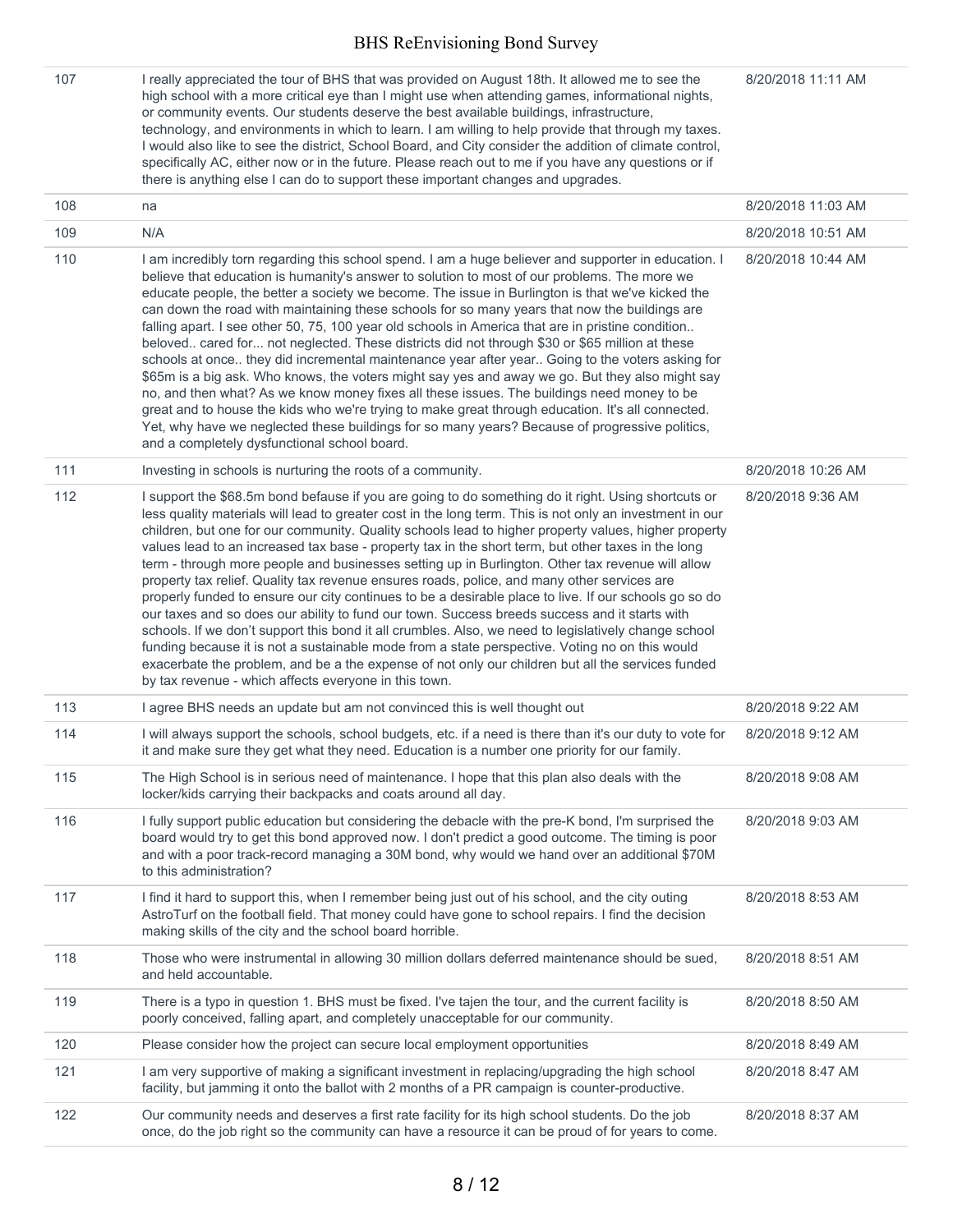| | | |
|---|---|---|
| 107 | I really appreciated the tour of BHS that was provided on August 18th. It allowed me to see the high school with a more critical eye than I might use when attending games, informational nights, or community events. Our students deserve the best available buildings, infrastructure, technology, and environments in which to learn. I am willing to help provide that through my taxes. I would also like to see the district, School Board, and City consider the addition of climate control, specifically AC, either now or in the future. Please reach out to me if you have any questions or if there is anything else I can do to support these important changes and upgrades. | 8/20/2018 11:11 AM |
| 108 | na | 8/20/2018 11:03 AM |
| 109 | N/A | 8/20/2018 10:51 AM |
| 110 | I am incredibly torn regarding this school spend. I am a huge believer and supporter in education. I believe that education is humanity's answer to solution to most of our problems. The more we educate people, the better a society we become. The issue in Burlington is that we've kicked the can down the road with maintaining these schools for so many years that now the buildings are falling apart. I see other 50, 75, 100 year old schools in America that are in pristine condition.. beloved.. cared for... not neglected. These districts did not through $30 or $65 million at these schools at once.. they did incremental maintenance year after year.. Going to the voters asking for $65m is a big ask. Who knows, the voters might say yes and away we go. But they also might say no, and then what? As we know money fixes all these issues. The buildings need money to be great and to house the kids who we're trying to make great through education. It's all connected. Yet, why have we neglected these buildings for so many years? Because of progressive politics, and a completely dysfunctional school board. | 8/20/2018 10:44 AM |
| 111 | Investing in schools is nurturing the roots of a community. | 8/20/2018 10:26 AM |
| 112 | I support the $68.5m bond befause if you are going to do something do it right. Using shortcuts or less quality materials will lead to greater cost in the long term. This is not only an investment in our children, but one for our community. Quality schools lead to higher property values, higher property values lead to an increased tax base - property tax in the short term, but other taxes in the long term - through more people and businesses setting up in Burlington. Other tax revenue will allow property tax relief. Quality tax revenue ensures roads, police, and many other services are properly funded to ensure our city continues to be a desirable place to live. If our schools go so do our taxes and so does our ability to fund our town. Success breeds success and it starts with schools. If we don't support this bond it all crumbles. Also, we need to legislatively change school funding because it is not a sustainable mode from a state perspective. Voting no on this would exacerbate the problem, and be a the expense of not only our children but all the services funded by tax revenue - which affects everyone in this town. | 8/20/2018 9:36 AM |
| 113 | I agree BHS needs an update but am not convinced this is well thought out | 8/20/2018 9:22 AM |
| 114 | I will always support the schools, school budgets, etc. if a need is there than it's our duty to vote for it and make sure they get what they need. Education is a number one priority for our family. | 8/20/2018 9:12 AM |
| 115 | The High School is in serious need of maintenance. I hope that this plan also deals with the locker/kids carrying their backpacks and coats around all day. | 8/20/2018 9:08 AM |
| 116 | I fully support public education but considering the debacle with the pre-K bond, I'm surprised the board would try to get this bond approved now. I don't predict a good outcome. The timing is poor and with a poor track-record managing a 30M bond, why would we hand over an additional $70M to this administration? | 8/20/2018 9:03 AM |
| 117 | I find it hard to support this, when I remember being just out of his school, and the city outing AstroTurf on the football field. That money could have gone to school repairs. I find the decision making skills of the city and the school board horrible. | 8/20/2018 8:53 AM |
| 118 | Those who were instrumental in allowing 30 million dollars deferred maintenance should be sued, and held accountable. | 8/20/2018 8:51 AM |
| 119 | There is a typo in question 1. BHS must be fixed. I've tajen the tour, and the current facility is poorly conceived, falling apart, and completely unacceptable for our community. | 8/20/2018 8:50 AM |
| 120 | Please consider how the project can secure local employment opportunities | 8/20/2018 8:49 AM |
| 121 | I am very supportive of making a significant investment in replacing/upgrading the high school facility, but jamming it onto the ballot with 2 months of a PR campaign is counter-productive. | 8/20/2018 8:47 AM |
| 122 | Our community needs and deserves a first rate facility for its high school students. Do the job once, do the job right so the community can have a resource it can be proud of for years to come. | 8/20/2018 8:37 AM |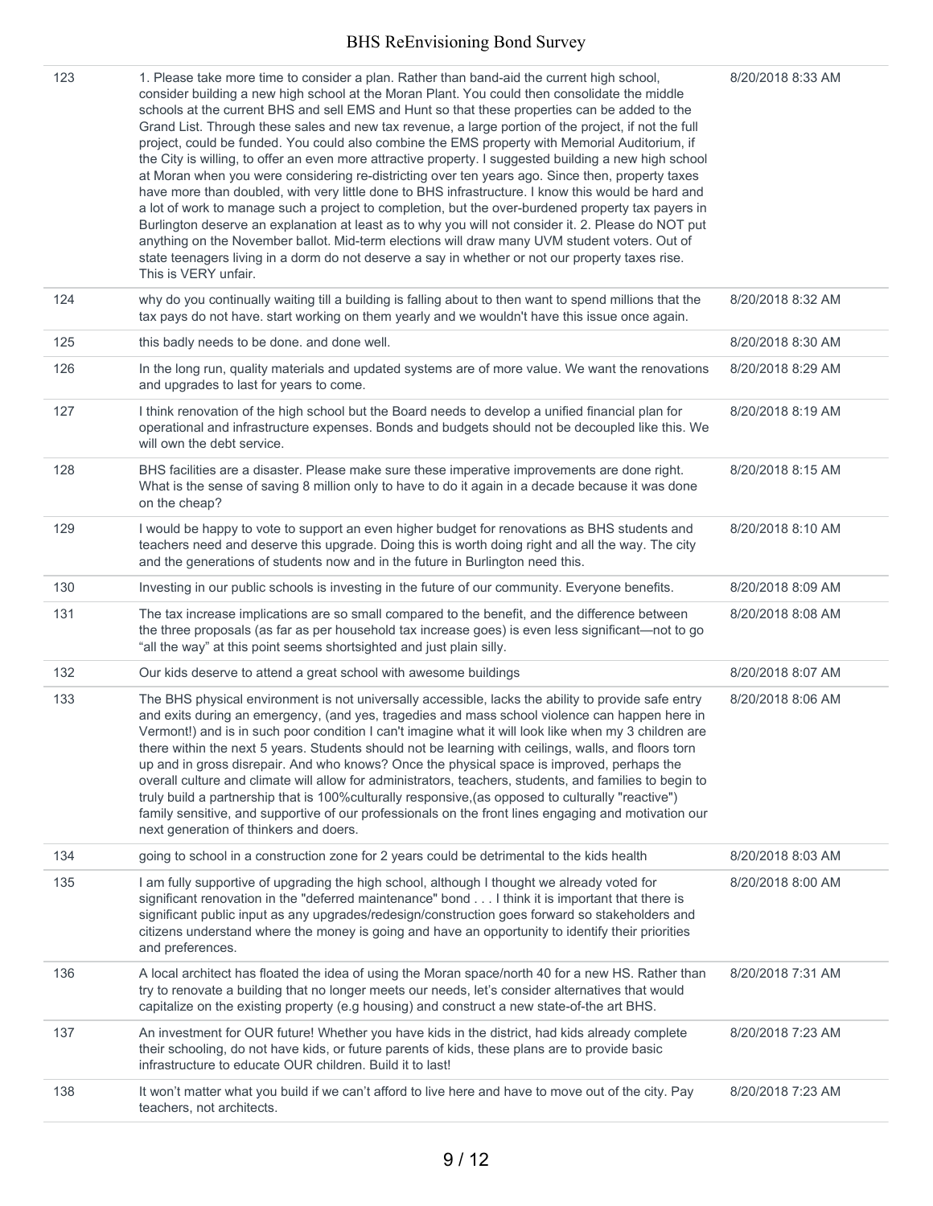| | | |
|---|---|---|
| 123 | 1. Please take more time to consider a plan. Rather than band-aid the current high school, consider building a new high school at the Moran Plant. You could then consolidate the middle schools at the current BHS and sell EMS and Hunt so that these properties can be added to the Grand List. Through these sales and new tax revenue, a large portion of the project, if not the full project, could be funded. You could also combine the EMS property with Memorial Auditorium, if the City is willing, to offer an even more attractive property. I suggested building a new high school at Moran when you were considering re-districting over ten years ago. Since then, property taxes have more than doubled, with very little done to BHS infrastructure. I know this would be hard and a lot of work to manage such a project to completion, but the over-burdened property tax payers in Burlington deserve an explanation at least as to why you will not consider it. 2. Please do NOT put anything on the November ballot. Mid-term elections will draw many UVM student voters. Out of state teenagers living in a dorm do not deserve a say in whether or not our property taxes rise. This is VERY unfair. | 8/20/2018 8:33 AM |
| 124 | why do you continually waiting till a building is falling about to then want to spend millions that the tax pays do not have. start working on them yearly and we wouldn't have this issue once again. | 8/20/2018 8:32 AM |
| 125 | this badly needs to be done. and done well. | 8/20/2018 8:30 AM |
| 126 | In the long run, quality materials and updated systems are of more value. We want the renovations and upgrades to last for years to come. | 8/20/2018 8:29 AM |
| 127 | I think renovation of the high school but the Board needs to develop a unified financial plan for operational and infrastructure expenses. Bonds and budgets should not be decoupled like this. We will own the debt service. | 8/20/2018 8:19 AM |
| 128 | BHS facilities are a disaster. Please make sure these imperative improvements are done right. What is the sense of saving 8 million only to have to do it again in a decade because it was done on the cheap? | 8/20/2018 8:15 AM |
| 129 | I would be happy to vote to support an even higher budget for renovations as BHS students and teachers need and deserve this upgrade. Doing this is worth doing right and all the way. The city and the generations of students now and in the future in Burlington need this. | 8/20/2018 8:10 AM |
| 130 | Investing in our public schools is investing in the future of our community. Everyone benefits. | 8/20/2018 8:09 AM |
| 131 | The tax increase implications are so small compared to the benefit, and the difference between the three proposals (as far as per household tax increase goes) is even less significant—not to go "all the way" at this point seems shortsighted and just plain silly. | 8/20/2018 8:08 AM |
| 132 | Our kids deserve to attend a great school with awesome buildings | 8/20/2018 8:07 AM |
| 133 | The BHS physical environment is not universally accessible, lacks the ability to provide safe entry and exits during an emergency, (and yes, tragedies and mass school violence can happen here in Vermont!) and is in such poor condition I can't imagine what it will look like when my 3 children are there within the next 5 years. Students should not be learning with ceilings, walls, and floors torn up and in gross disrepair. And who knows? Once the physical space is improved, perhaps the overall culture and climate will allow for administrators, teachers, students, and families to begin to truly build a partnership that is 100%culturally responsive,(as opposed to culturally "reactive") family sensitive, and supportive of our professionals on the front lines engaging and motivation our next generation of thinkers and doers. | 8/20/2018 8:06 AM |
| 134 | going to school in a construction zone for 2 years could be detrimental to the kids health | 8/20/2018 8:03 AM |
| 135 | I am fully supportive of upgrading the high school, although I thought we already voted for significant renovation in the "deferred maintenance" bond . . . I think it is important that there is significant public input as any upgrades/redesign/construction goes forward so stakeholders and citizens understand where the money is going and have an opportunity to identify their priorities and preferences. | 8/20/2018 8:00 AM |
| 136 | A local architect has floated the idea of using the Moran space/north 40 for a new HS. Rather than try to renovate a building that no longer meets our needs, let's consider alternatives that would capitalize on the existing property (e.g housing) and construct a new state-of-the art BHS. | 8/20/2018 7:31 AM |
| 137 | An investment for OUR future! Whether you have kids in the district, had kids already complete their schooling, do not have kids, or future parents of kids, these plans are to provide basic infrastructure to educate OUR children. Build it to last! | 8/20/2018 7:23 AM |
| 138 | It won't matter what you build if we can't afford to live here and have to move out of the city. Pay teachers, not architects. | 8/20/2018 7:23 AM |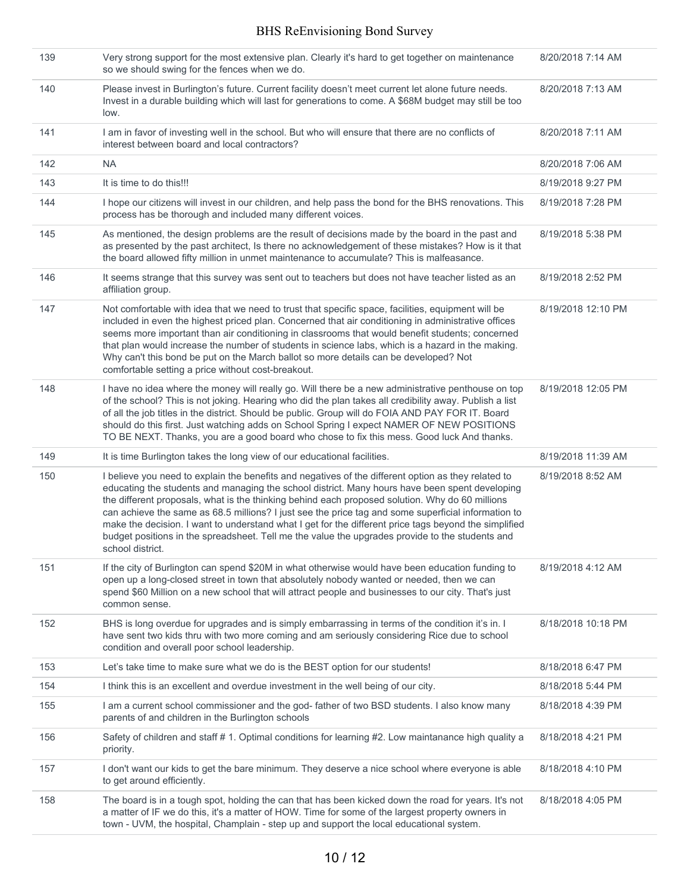| | | |
|---|---|---|
| 139 | Very strong support for the most extensive plan. Clearly it's hard to get together on maintenance so we should swing for the fences when we do. | 8/20/2018 7:14 AM |
| 140 | Please invest in Burlington's future. Current facility doesn't meet current let alone future needs. Invest in a durable building which will last for generations to come. A $68M budget may still be too low. | 8/20/2018 7:13 AM |
| 141 | I am in favor of investing well in the school. But who will ensure that there are no conflicts of interest between board and local contractors? | 8/20/2018 7:11 AM |
| 142 | NA | 8/20/2018 7:06 AM |
| 143 | It is time to do this!!! | 8/19/2018 9:27 PM |
| 144 | I hope our citizens will invest in our children, and help pass the bond for the BHS renovations. This process has be thorough and included many different voices. | 8/19/2018 7:28 PM |
| 145 | As mentioned, the design problems are the result of decisions made by the board in the past and as presented by the past architect, Is there no acknowledgement of these mistakes? How is it that the board allowed fifty million in unmet maintenance to accumulate? This is malfeasance. | 8/19/2018 5:38 PM |
| 146 | It seems strange that this survey was sent out to teachers but does not have teacher listed as an affiliation group. | 8/19/2018 2:52 PM |
| 147 | Not comfortable with idea that we need to trust that specific space, facilities, equipment will be included in even the highest priced plan. Concerned that air conditioning in administrative offices seems more important than air conditioning in classrooms that would benefit students; concerned that plan would increase the number of students in science labs, which is a hazard in the making. Why can't this bond be put on the March ballot so more details can be developed? Not comfortable setting a price without cost-breakout. | 8/19/2018 12:10 PM |
| 148 | I have no idea where the money will really go. Will there be a new administrative penthouse on top of the school? This is not joking. Hearing who did the plan takes all credibility away. Publish a list of all the job titles in the district. Should be public. Group will do FOIA AND PAY FOR IT. Board should do this first. Just watching adds on School Spring I expect NAMER OF NEW POSITIONS TO BE NEXT. Thanks, you are a good board who chose to fix this mess. Good luck And thanks. | 8/19/2018 12:05 PM |
| 149 | It is time Burlington takes the long view of our educational facilities. | 8/19/2018 11:39 AM |
| 150 | I believe you need to explain the benefits and negatives of the different option as they related to educating the students and managing the school district. Many hours have been spent developing the different proposals, what is the thinking behind each proposed solution. Why do 60 millions can achieve the same as 68.5 millions? I just see the price tag and some superficial information to make the decision. I want to understand what I get for the different price tags beyond the simplified budget positions in the spreadsheet. Tell me the value the upgrades provide to the students and school district. | 8/19/2018 8:52 AM |
| 151 | If the city of Burlington can spend $20M in what otherwise would have been education funding to open up a long-closed street in town that absolutely nobody wanted or needed, then we can spend $60 Million on a new school that will attract people and businesses to our city. That's just common sense. | 8/19/2018 4:12 AM |
| 152 | BHS is long overdue for upgrades and is simply embarrassing in terms of the condition it's in. I have sent two kids thru with two more coming and am seriously considering Rice due to school condition and overall poor school leadership. | 8/18/2018 10:18 PM |
| 153 | Let's take time to make sure what we do is the BEST option for our students! | 8/18/2018 6:47 PM |
| 154 | I think this is an excellent and overdue investment in the well being of our city. | 8/18/2018 5:44 PM |
| 155 | I am a current school commissioner and the god- father of two BSD students. I also know many parents of and children in the Burlington schools | 8/18/2018 4:39 PM |
| 156 | Safety of children and staff # 1. Optimal conditions for learning #2. Low maintanance high quality a priority. | 8/18/2018 4:21 PM |
| 157 | I don't want our kids to get the bare minimum. They deserve a nice school where everyone is able to get around efficiently. | 8/18/2018 4:10 PM |
| 158 | The board is in a tough spot, holding the can that has been kicked down the road for years. It's not a matter of IF we do this, it's a matter of HOW. Time for some of the largest property owners in town - UVM, the hospital, Champlain - step up and support the local educational system. | 8/18/2018 4:05 PM |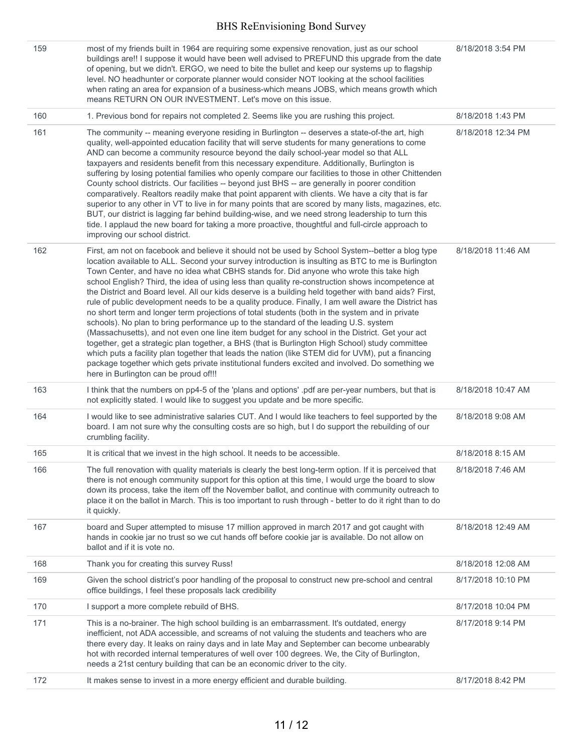| | | |
|---|---|---|
| 159 | most of my friends built in 1964 are requiring some expensive renovation, just as our school buildings are!! I suppose it would have been well advised to PREFUND this upgrade from the date of opening, but we didn't. ERGO, we need to bite the bullet and keep our systems up to flagship level. NO headhunter or corporate planner would consider NOT looking at the school facilities when rating an area for expansion of a business-which means JOBS, which means growth which means RETURN ON OUR INVESTMENT. Let's move on this issue. | 8/18/2018 3:54 PM |
| 160 | 1. Previous bond for repairs not completed 2. Seems like you are rushing this project. | 8/18/2018 1:43 PM |
| 161 | The community -- meaning everyone residing in Burlington -- deserves a state-of-the art, high quality, well-appointed education facility that will serve students for many generations to come AND can become a community resource beyond the daily school-year model so that ALL taxpayers and residents benefit from this necessary expenditure. Additionally, Burlington is suffering by losing potential families who openly compare our facilities to those in other Chittenden County school districts. Our facilities -- beyond just BHS -- are generally in poorer condition comparatively. Realtors readily make that point apparent with clients. We have a city that is far superior to any other in VT to live in for many points that are scored by many lists, magazines, etc. BUT, our district is lagging far behind building-wise, and we need strong leadership to turn this tide. I applaud the new board for taking a more proactive, thoughtful and full-circle approach to improving our school district. | 8/18/2018 12:34 PM |
| 162 | First, am not on facebook and believe it should not be used by School System--better a blog type location available to ALL. Second your survey introduction is insulting as BTC to me is Burlington Town Center, and have no idea what CBHS stands for. Did anyone who wrote this take high school English? Third, the idea of using less than quality re-construction shows incompetence at the District and Board level. All our kids deserve is a building held together with band aids? First, rule of public development needs to be a quality produce. Finally, I am well aware the District has no short term and longer term projections of total students (both in the system and in private schools). No plan to bring performance up to the standard of the leading U.S. system (Massachusetts), and not even one line item budget for any school in the District. Get your act together, get a strategic plan together, a BHS (that is Burlington High School) study committee which puts a facility plan together that leads the nation (like STEM did for UVM), put a financing package together which gets private institutional funders excited and involved. Do something we here in Burlington can be proud of!!! | 8/18/2018 11:46 AM |
| 163 | I think that the numbers on pp4-5 of the 'plans and options' .pdf are per-year numbers, but that is not explicitly stated. I would like to suggest you update and be more specific. | 8/18/2018 10:47 AM |
| 164 | I would like to see administrative salaries CUT. And I would like teachers to feel supported by the board. I am not sure why the consulting costs are so high, but I do support the rebuilding of our crumbling facility. | 8/18/2018 9:08 AM |
| 165 | It is critical that we invest in the high school. It needs to be accessible. | 8/18/2018 8:15 AM |
| 166 | The full renovation with quality materials is clearly the best long-term option. If it is perceived that there is not enough community support for this option at this time, I would urge the board to slow down its process, take the item off the November ballot, and continue with community outreach to place it on the ballot in March. This is too important to rush through - better to do it right than to do it quickly. | 8/18/2018 7:46 AM |
| 167 | board and Super attempted to misuse 17 million approved in march 2017 and got caught with hands in cookie jar no trust so we cut hands off before cookie jar is available. Do not allow on ballot and if it is vote no. | 8/18/2018 12:49 AM |
| 168 | Thank you for creating this survey Russ! | 8/18/2018 12:08 AM |
| 169 | Given the school district's poor handling of the proposal to construct new pre-school and central office buildings, I feel these proposals lack credibility | 8/17/2018 10:10 PM |
| 170 | I support a more complete rebuild of BHS. | 8/17/2018 10:04 PM |
| 171 | This is a no-brainer. The high school building is an embarrassment. It's outdated, energy inefficient, not ADA accessible, and screams of not valuing the students and teachers who are there every day. It leaks on rainy days and in late May and September can become unbearably hot with recorded internal temperatures of well over 100 degrees. We, the City of Burlington, needs a 21st century building that can be an economic driver to the city. | 8/17/2018 9:14 PM |
| 172 | It makes sense to invest in a more energy efficient and durable building. | 8/17/2018 8:42 PM |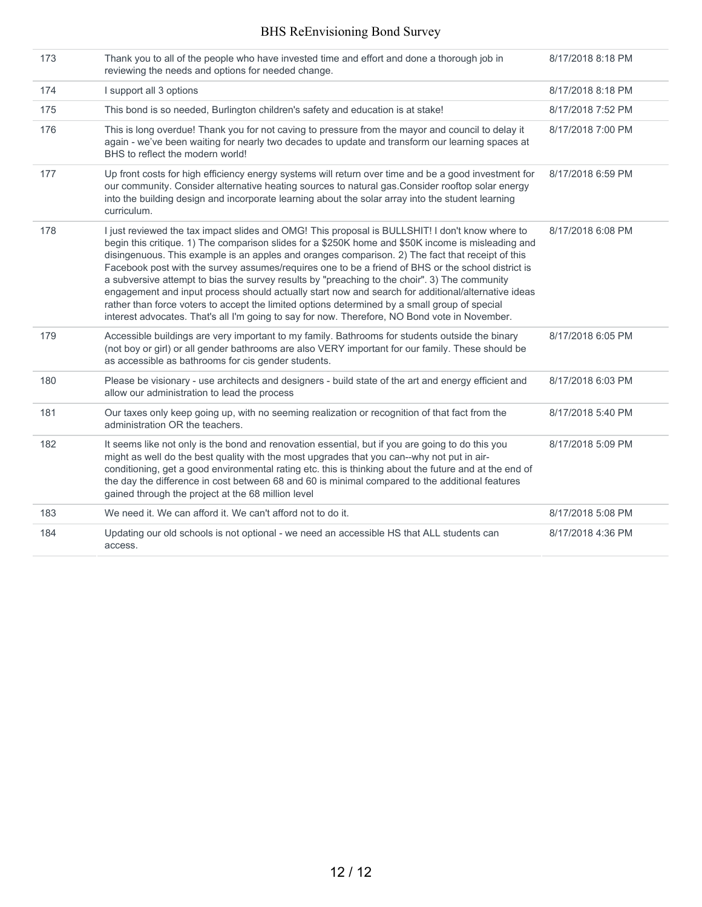| | | |
|---|---|---|
| 173 | Thank you to all of the people who have invested time and effort and done a thorough job in reviewing the needs and options for needed change. | 8/17/2018 8:18 PM |
| 174 | I support all 3 options | 8/17/2018 8:18 PM |
| 175 | This bond is so needed, Burlington children's safety and education is at stake! | 8/17/2018 7:52 PM |
| 176 | This is long overdue! Thank you for not caving to pressure from the mayor and council to delay it again - we've been waiting for nearly two decades to update and transform our learning spaces at BHS to reflect the modern world! | 8/17/2018 7:00 PM |
| 177 | Up front costs for high efficiency energy systems will return over time and be a good investment for our community. Consider alternative heating sources to natural gas.Consider rooftop solar energy into the building design and incorporate learning about the solar array into the student learning curriculum. | 8/17/2018 6:59 PM |
| 178 | I just reviewed the tax impact slides and OMG! This proposal is BULLSHIT! I don't know where to begin this critique. 1) The comparison slides for a $250K home and $50K income is misleading and disingenuous. This example is an apples and oranges comparison. 2) The fact that receipt of this Facebook post with the survey assumes/requires one to be a friend of BHS or the school district is a subversive attempt to bias the survey results by "preaching to the choir". 3) The community engagement and input process should actually start now and search for additional/alternative ideas rather than force voters to accept the limited options determined by a small group of special interest advocates. That's all I'm going to say for now. Therefore, NO Bond vote in November. | 8/17/2018 6:08 PM |
| 179 | Accessible buildings are very important to my family. Bathrooms for students outside the binary (not boy or girl) or all gender bathrooms are also VERY important for our family. These should be as accessible as bathrooms for cis gender students. | 8/17/2018 6:05 PM |
| 180 | Please be visionary - use architects and designers - build state of the art and energy efficient and allow our administration to lead the process | 8/17/2018 6:03 PM |
| 181 | Our taxes only keep going up, with no seeming realization or recognition of that fact from the administration OR the teachers. | 8/17/2018 5:40 PM |
| 182 | It seems like not only is the bond and renovation essential, but if you are going to do this you might as well do the best quality with the most upgrades that you can--why not put in air-conditioning, get a good environmental rating etc. this is thinking about the future and at the end of the day the difference in cost between 68 and 60 is minimal compared to the additional features gained through the project at the 68 million level | 8/17/2018 5:09 PM |
| 183 | We need it. We can afford it. We can't afford not to do it. | 8/17/2018 5:08 PM |
| 184 | Updating our old schools is not optional - we need an accessible HS that ALL students can access. | 8/17/2018 4:36 PM |